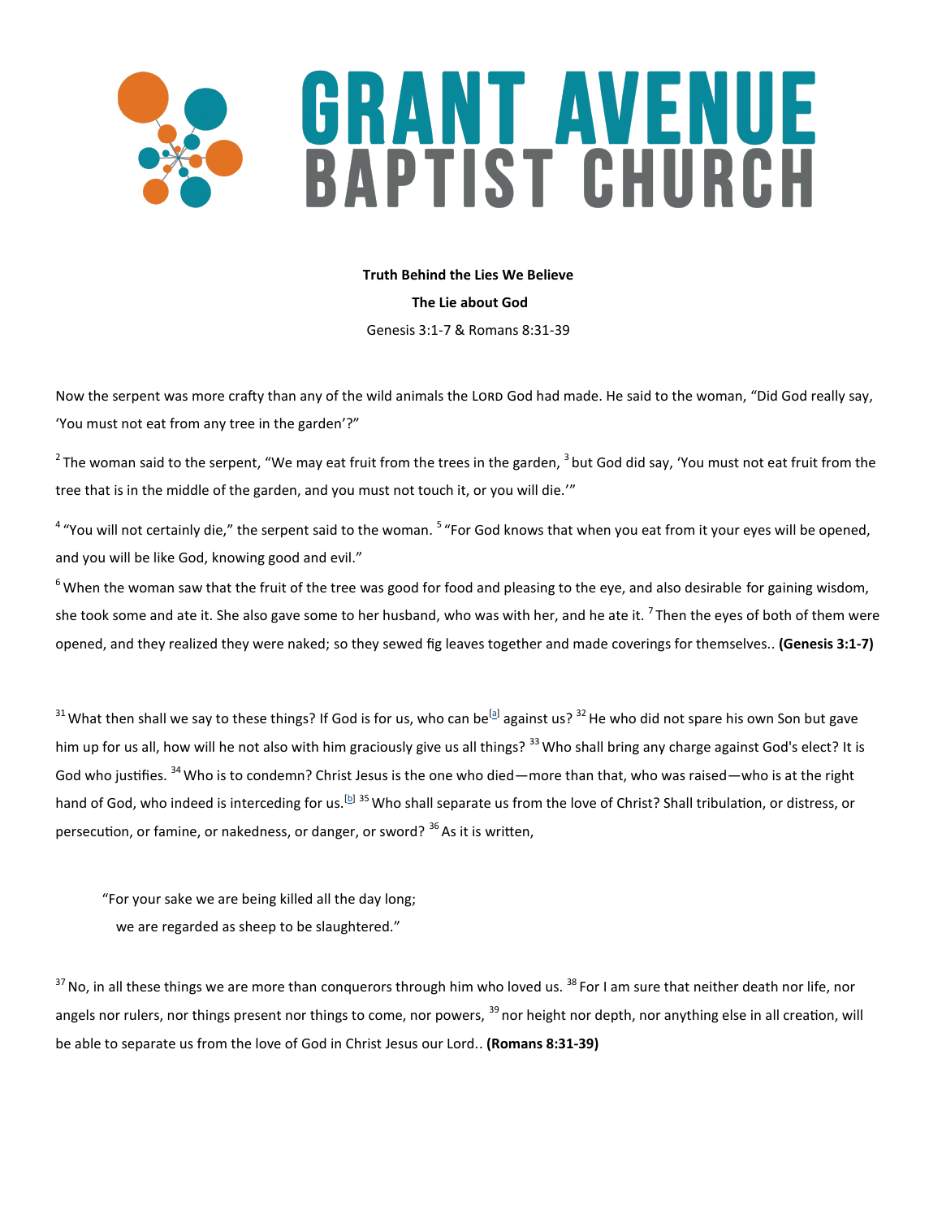# GRANT AVENUE BAPTIST CHURCH

**Truth Behind the Lies We Believe**

**The Lie about God**

Genesis 3:1-7 & Romans 8:31-39

Now the serpent was more crafty than any of the wild animals the LORD God had made. He said to the woman, "Did God really say, 'You must not eat from any tree in the garden'?"

[2] The woman said to the serpent, "We may eat fruit from the trees in the garden, [3] but God did say, 'You must not eat fruit from the tree that is in the middle of the garden, and you must not touch it, or you will die.'"

[4] "You will not certainly die," the serpent said to the woman. [5] "For God knows that when you eat from it your eyes will be opened, and you will be like God, knowing good and evil."

[6] When the woman saw that the fruit of the tree was good for food and pleasing to the eye, and also desirable for gaining wisdom, she took some and ate it. She also gave some to her husband, who was with her, and he ate it. [7] Then the eyes of both of them were opened, and they realized they were naked; so they sewed fig leaves together and made coverings for themselves.. **(Genesis 3:1-7)**

[31] What then shall we say to these things? If God is for us, who can be[a] against us? [32] He who did not spare his own Son but gave him up for us all, how will he not also with him graciously give us all things? [33] Who shall bring any charge against God's elect? It is God who justifies. [34] Who is to condemn? Christ Jesus is the one who died—more than that, who was raised—who is at the right hand of God, who indeed is interceding for us.[b] [35] Who shall separate us from the love of Christ? Shall tribulation, or distress, or persecution, or famine, or nakedness, or danger, or sword? [36] As it is written,

> "For your sake we are being killed all the day long;
> we are regarded as sheep to be slaughtered."

[37] No, in all these things we are more than conquerors through him who loved us. [38] For I am sure that neither death nor life, nor angels nor rulers, nor things present nor things to come, nor powers, [39] nor height nor depth, nor anything else in all creation, will be able to separate us from the love of God in Christ Jesus our Lord.. **(Romans 8:31-39)**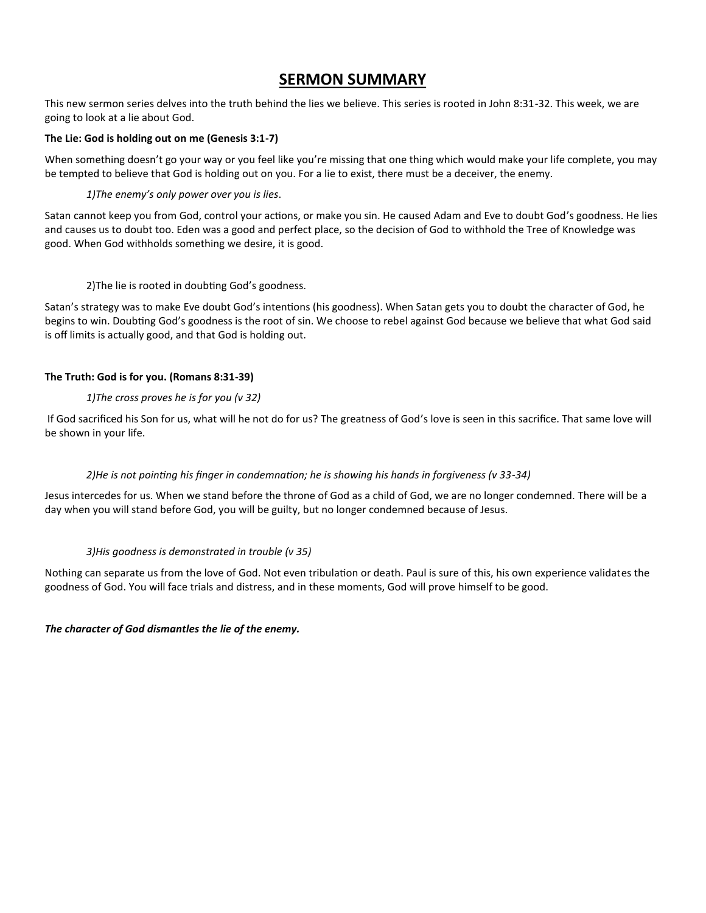# SERMON SUMMARY

This new sermon series delves into the truth behind the lies we believe. This series is rooted in John 8:31-32. This week, we are going to look at a lie about God.

**The Lie: God is holding out on me (Genesis 3:1-7)**

When something doesn't go your way or you feel like you're missing that one thing which would make your life complete, you may be tempted to believe that God is holding out on you. For a lie to exist, there must be a deceiver, the enemy.

*1)The enemy's only power over you is lies*.

Satan cannot keep you from God, control your actions, or make you sin. He caused Adam and Eve to doubt God's goodness. He lies and causes us to doubt too. Eden was a good and perfect place, so the decision of God to withhold the Tree of Knowledge was good. When God withholds something we desire, it is good.

2)The lie is rooted in doubting God's goodness.

Satan's strategy was to make Eve doubt God's intentions (his goodness). When Satan gets you to doubt the character of God, he begins to win. Doubting God's goodness is the root of sin. We choose to rebel against God because we believe that what God said is off limits is actually good, and that God is holding out.

**The Truth: God is for you. (Romans 8:31-39)**

*1)The cross proves he is for you (v 32)*

If God sacrificed his Son for us, what will he not do for us? The greatness of God's love is seen in this sacrifice. That same love will be shown in your life.

*2)He is not pointing his finger in condemnation; he is showing his hands in forgiveness (v 33-34)*

Jesus intercedes for us. When we stand before the throne of God as a child of God, we are no longer condemned. There will be a day when you will stand before God, you will be guilty, but no longer condemned because of Jesus.

*3)His goodness is demonstrated in trouble (v 35)*

Nothing can separate us from the love of God. Not even tribulation or death. Paul is sure of this, his own experience validates the goodness of God. You will face trials and distress, and in these moments, God will prove himself to be good.

***The character of God dismantles the lie of the enemy.***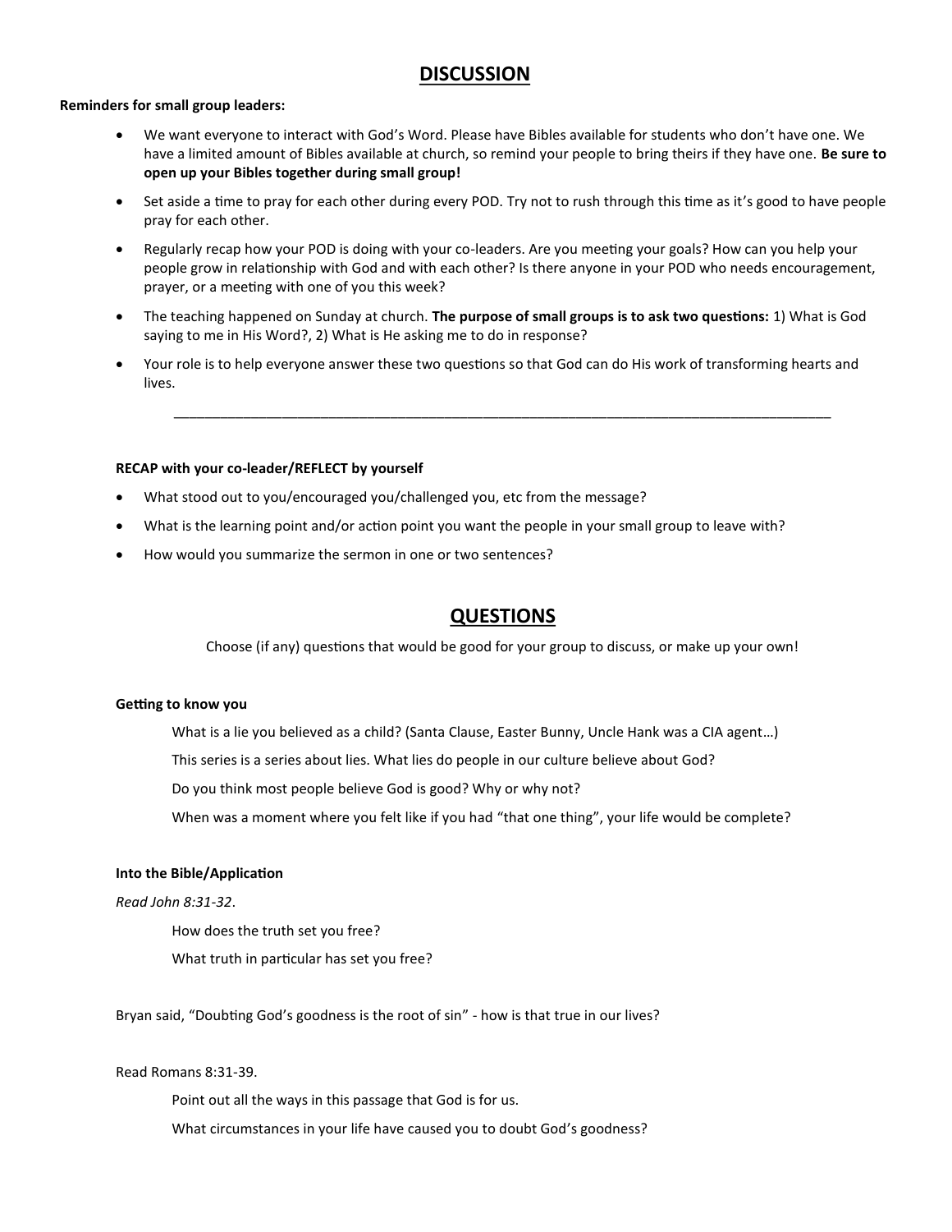## DISCUSSION

**Reminders for small group leaders:**

- We want everyone to interact with God's Word. Please have Bibles available for students who don't have one. We have a limited amount of Bibles available at church, so remind your people to bring theirs if they have one. **Be sure to open up your Bibles together during small group!**
- Set aside a time to pray for each other during every POD. Try not to rush through this time as it's good to have people pray for each other.
- Regularly recap how your POD is doing with your co-leaders. Are you meeting your goals? How can you help your people grow in relationship with God and with each other? Is there anyone in your POD who needs encouragement, prayer, or a meeting with one of you this week?
- The teaching happened on Sunday at church. **The purpose of small groups is to ask two questions:** 1) What is God saying to me in His Word?, 2) What is He asking me to do in response?
- Your role is to help everyone answer these two questions so that God can do His work of transforming hearts and lives.

---

**RECAP with your co-leader/REFLECT by yourself**

- What stood out to you/encouraged you/challenged you, etc from the message?
- What is the learning point and/or action point you want the people in your small group to leave with?
- How would you summarize the sermon in one or two sentences?

## QUESTIONS

Choose (if any) questions that would be good for your group to discuss, or make up your own!

**Getting to know you**

What is a lie you believed as a child? (Santa Clause, Easter Bunny, Uncle Hank was a CIA agent…)

This series is a series about lies. What lies do people in our culture believe about God?

Do you think most people believe God is good? Why or why not?

When was a moment where you felt like if you had "that one thing", your life would be complete?

**Into the Bible/Application**

*Read John 8:31-32*.

How does the truth set you free?

What truth in particular has set you free?

Bryan said, "Doubting God's goodness is the root of sin" - how is that true in our lives?

Read Romans 8:31-39.

Point out all the ways in this passage that God is for us.

What circumstances in your life have caused you to doubt God's goodness?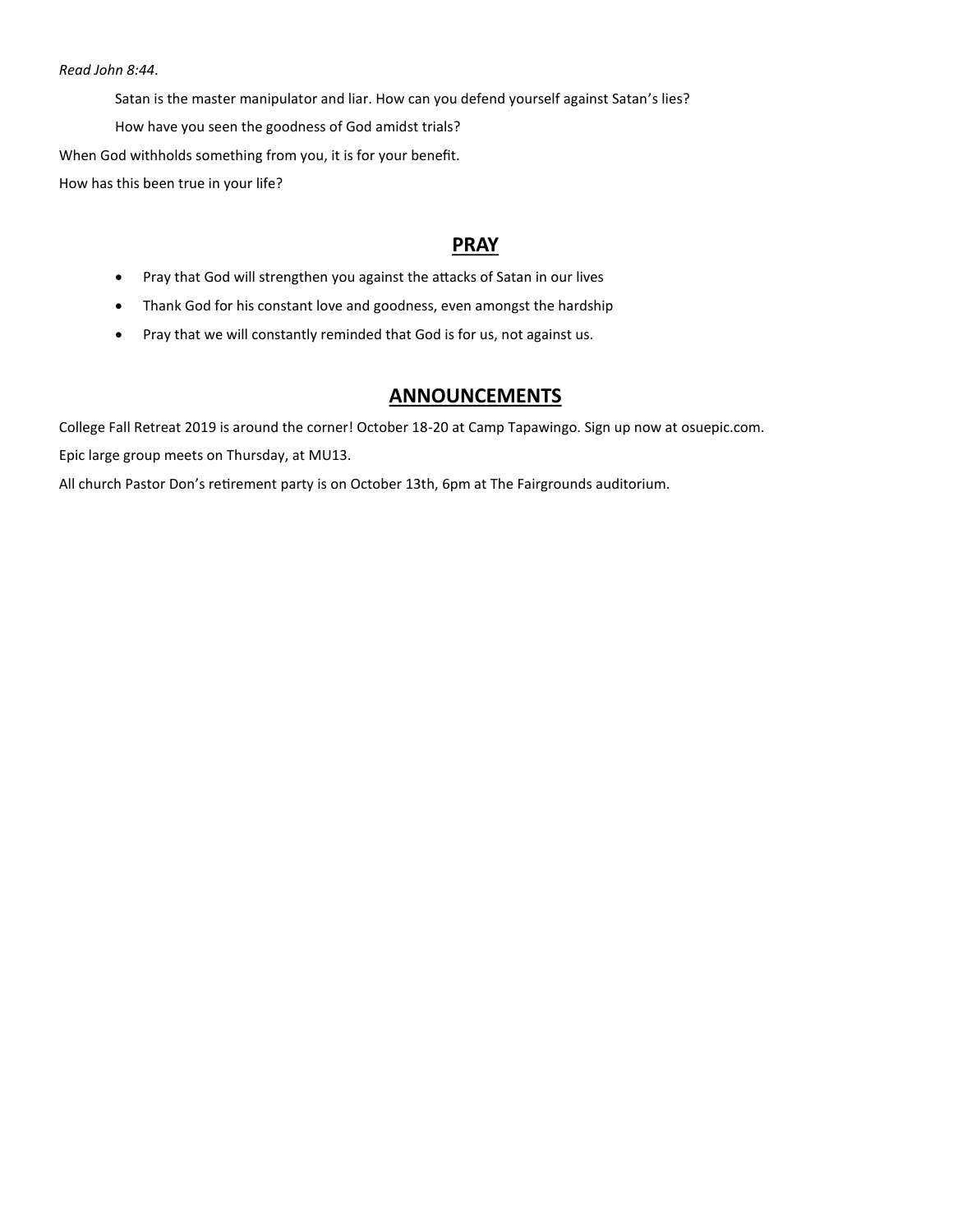*Read John 8:44*.

Satan is the master manipulator and liar. How can you defend yourself against Satan's lies?

How have you seen the goodness of God amidst trials?

When God withholds something from you, it is for your benefit.

How has this been true in your life?

## PRAY

- Pray that God will strengthen you against the attacks of Satan in our lives
- Thank God for his constant love and goodness, even amongst the hardship
- Pray that we will constantly reminded that God is for us, not against us.

## ANNOUNCEMENTS

College Fall Retreat 2019 is around the corner! October 18-20 at Camp Tapawingo. Sign up now at osuepic.com.

Epic large group meets on Thursday, at MU13.

All church Pastor Don's retirement party is on October 13th, 6pm at The Fairgrounds auditorium.